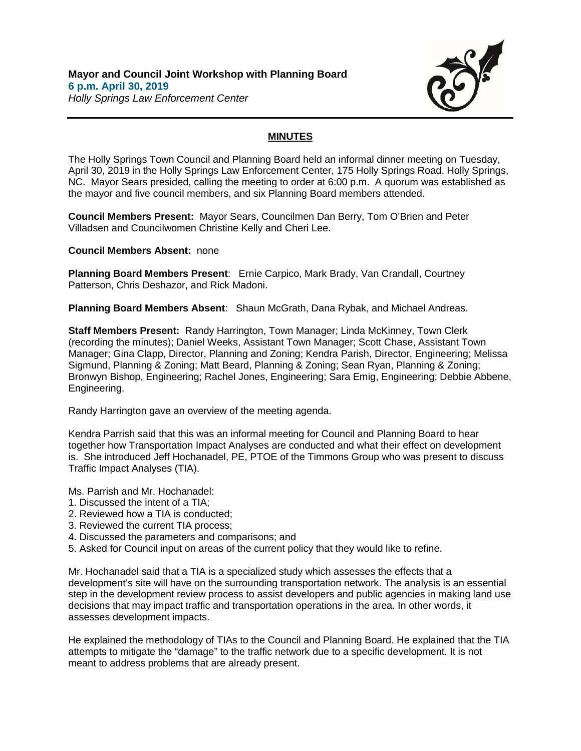**Mayor and Council Joint Workshop with Planning Board**
**6 p.m. April 30, 2019**
*Holly Springs Law Enforcement Center*

## MINUTES

The Holly Springs Town Council and Planning Board held an informal dinner meeting on Tuesday, April 30, 2019 in the Holly Springs Law Enforcement Center, 175 Holly Springs Road, Holly Springs, NC. Mayor Sears presided, calling the meeting to order at 6:00 p.m. A quorum was established as the mayor and five council members, and six Planning Board members attended.

**Council Members Present:** Mayor Sears, Councilmen Dan Berry, Tom O'Brien and Peter Villadsen and Councilwomen Christine Kelly and Cheri Lee.

**Council Members Absent:** none

**Planning Board Members Present**: Ernie Carpico, Mark Brady, Van Crandall, Courtney Patterson, Chris Deshazor, and Rick Madoni.

**Planning Board Members Absent**: Shaun McGrath, Dana Rybak, and Michael Andreas.

**Staff Members Present:** Randy Harrington, Town Manager; Linda McKinney, Town Clerk (recording the minutes); Daniel Weeks, Assistant Town Manager; Scott Chase, Assistant Town Manager; Gina Clapp, Director, Planning and Zoning; Kendra Parish, Director, Engineering; Melissa Sigmund, Planning & Zoning; Matt Beard, Planning & Zoning; Sean Ryan, Planning & Zoning; Bronwyn Bishop, Engineering; Rachel Jones, Engineering; Sara Emig, Engineering; Debbie Abbene, Engineering.

Randy Harrington gave an overview of the meeting agenda.

Kendra Parrish said that this was an informal meeting for Council and Planning Board to hear together how Transportation Impact Analyses are conducted and what their effect on development is. She introduced Jeff Hochanadel, PE, PTOE of the Timmons Group who was present to discuss Traffic Impact Analyses (TIA).

Ms. Parrish and Mr. Hochanadel:

1. Discussed the intent of a TIA;
2. Reviewed how a TIA is conducted;
3. Reviewed the current TIA process;
4. Discussed the parameters and comparisons; and
5. Asked for Council input on areas of the current policy that they would like to refine.

Mr. Hochanadel said that a TIA is a specialized study which assesses the effects that a development's site will have on the surrounding transportation network. The analysis is an essential step in the development review process to assist developers and public agencies in making land use decisions that may impact traffic and transportation operations in the area. In other words, it assesses development impacts.

He explained the methodology of TIAs to the Council and Planning Board. He explained that the TIA attempts to mitigate the "damage" to the traffic network due to a specific development. It is not meant to address problems that are already present.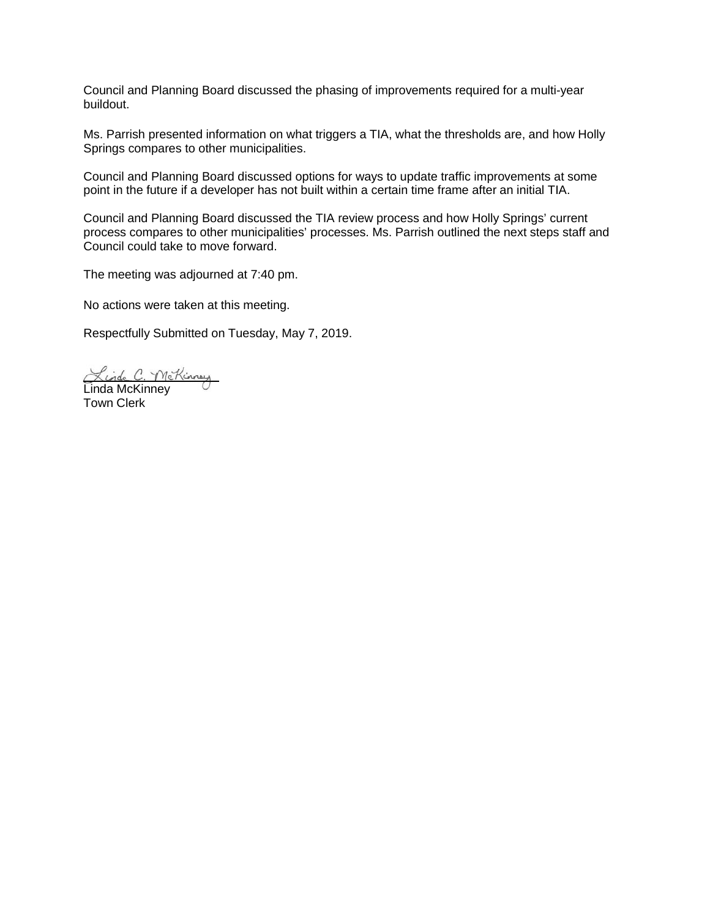Council and Planning Board discussed the phasing of improvements required for a multi-year buildout.

Ms. Parrish presented information on what triggers a TIA, what the thresholds are, and how Holly Springs compares to other municipalities.

Council and Planning Board discussed options for ways to update traffic improvements at some point in the future if a developer has not built within a certain time frame after an initial TIA.

Council and Planning Board discussed the TIA review process and how Holly Springs' current process compares to other municipalities' processes. Ms. Parrish outlined the next steps staff and Council could take to move forward.

The meeting was adjourned at 7:40 pm.

No actions were taken at this meeting.

Respectfully Submitted on Tuesday, May 7, 2019.

Linda C. McKinney

Linda McKinney
Town Clerk